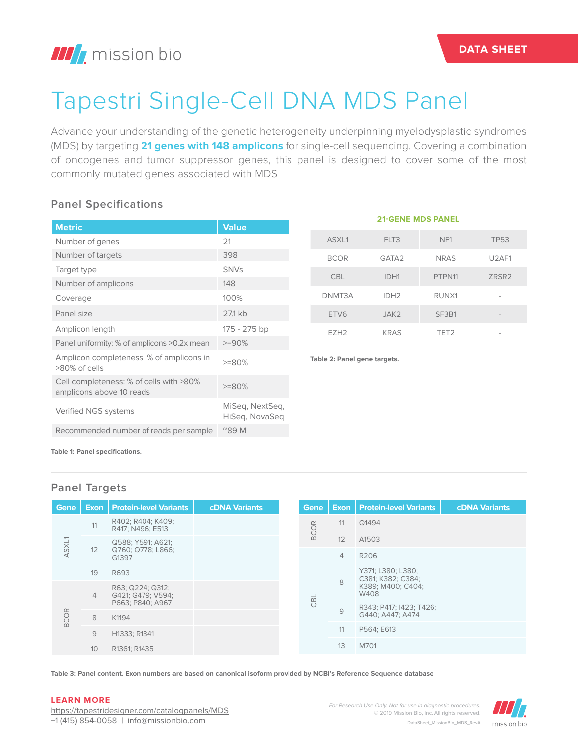mission bio

DATA SHEET

# Tapestri Single-Cell DNA MDS Panel

Advance your understanding of the genetic heterogeneity underpinning myelodysplastic syndromes (MDS) by targeting **21 genes with 148 amplicons** for single-cell sequencing. Covering a combination of oncogenes and tumor suppressor genes, this panel is designed to cover some of the most commonly mutated genes associated with MDS

## Panel Specifications

| Metric | Value |
|---|---|
| Number of genes | 21 |
| Number of targets | 398 |
| Target type | SNVs |
| Number of amplicons | 148 |
| Coverage | 100% |
| Panel size | 27.1 kb |
| Amplicon length | 175 - 275 bp |
| Panel uniformity: % of amplicons >0.2x mean | >=90% |
| Amplicon completeness: % of amplicons in >80% of cells | >=80% |
| Cell completeness: % of cells with >80% amplicons above 10 reads | >=80% |
| Verified NGS systems | MiSeq, NextSeq, HiSeq, NovaSeq |
| Recommended number of reads per sample | ~89 M |

**Table 1: Panel specifications.**

**21-GENE MDS PANEL**

| | | | |
|---|---|---|---|
| ASXL1 | FLT3 | NF1 | TP53 |
| BCOR | GATA2 | NRAS | U2AF1 |
| CBL | IDH1 | PTPN11 | ZRSR2 |
| DNMT3A | IDH2 | RUNX1 | - |
| ETV6 | JAK2 | SF3B1 | - |
| EZH2 | KRAS | TET2 | - |

**Table 2: Panel gene targets.**

## Panel Targets

| Gene | Exon | Protein-level Variants | cDNA Variants |
|---|---|---|---|
| ASXL1 | 11 | R402; R404; K409; R417; N496; E513 | |
| | 12 | Q588; Y591; A621; Q760; Q778; L866; G1397 | |
| | 19 | R693 | |
| BCOR | 4 | R63; Q224; Q312; G421; G479; V594; P663; P840; A967 | |
| | 8 | K1194 | |
| | 9 | H1333; R1341 | |
| | 10 | R1361; R1435 | |
| BCOR | 11 | Q1494 | |
| | 12 | A1503 | |
| CBL | 4 | R206 | |
| | 8 | Y371; L380; L380; C381; K382; C384; K389; M400; C404; W408 | |
| | 9 | R343; P417; I423; T426; G440; A447; A474 | |
| | 11 | P564; E613 | |
| | 13 | M701 | |

**Table 3: Panel content. Exon numbers are based on canonical isoform provided by NCBI's Reference Sequence database**

**LEARN MORE**
https://tapestridesigner.com/catalogpanels/MDS
+1 (415) 854-0058 | info@missionbio.com

*For Research Use Only. Not for use in diagnostic procedures.*
© 2019 Mission Bio, Inc. All rights reserved.
DataSheet_MissionBio_MDS_RevA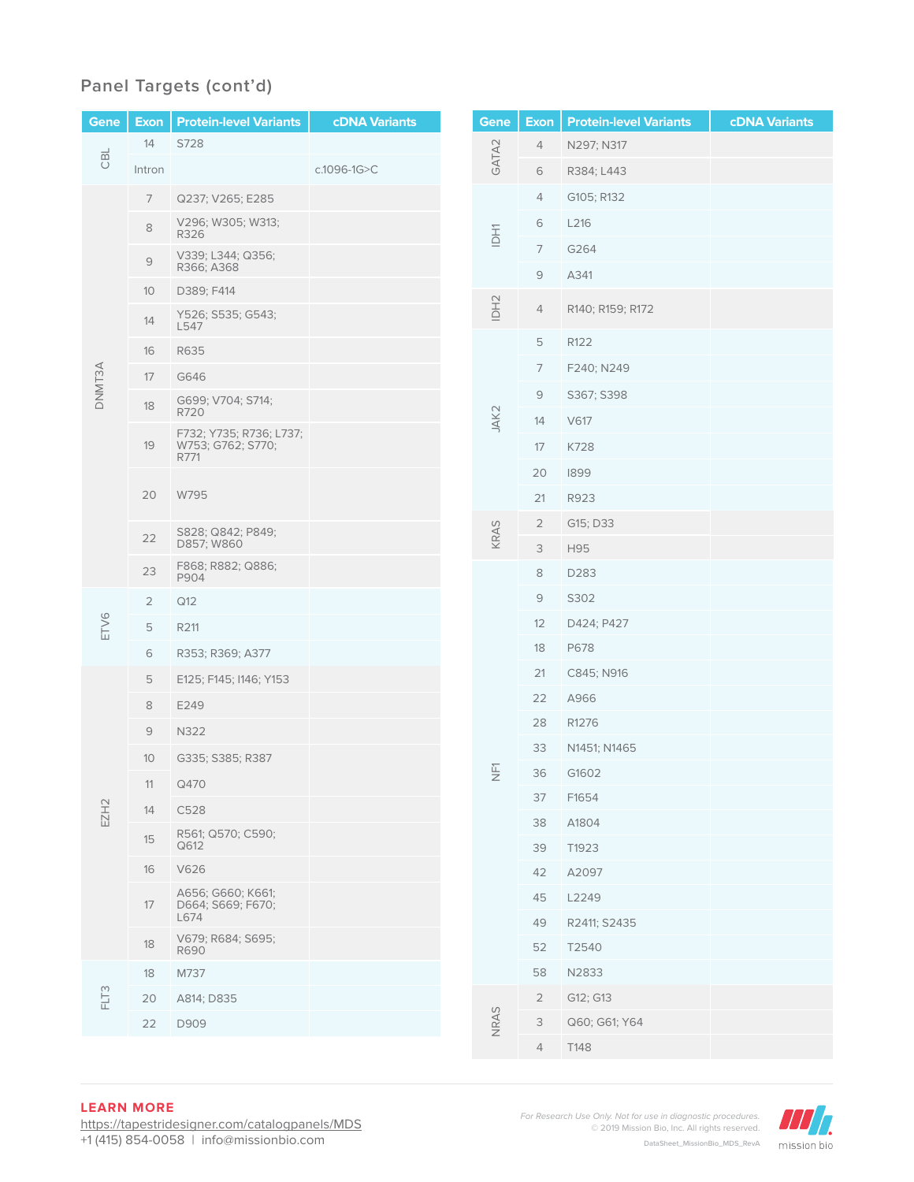## Panel Targets (cont'd)

| Gene | Exon | Protein-level Variants | cDNA Variants |
|---|---|---|---|
| CBL | 14 | S728 | |
| | Intron | | c.1096-1G>C |
| DNMT3A | 7 | Q237; V265; E285 | |
| | 8 | V296; W305; W313; R326 | |
| | 9 | V339; L344; Q356; R366; A368 | |
| | 10 | D389; F414 | |
| | 14 | Y526; S535; G543; L547 | |
| | 16 | R635 | |
| | 17 | G646 | |
| | 18 | G699; V704; S714; R720 | |
| | 19 | F732; Y735; R736; L737; W753; G762; S770; R771 | |
| | 20 | W795 | |
| | 22 | S828; Q842; P849; D857; W860 | |
| | 23 | F868; R882; Q886; P904 | |
| ETV6 | 2 | Q12 | |
| | 5 | R211 | |
| | 6 | R353; R369; A377 | |
| EZH2 | 5 | E125; F145; I146; Y153 | |
| | 8 | E249 | |
| | 9 | N322 | |
| | 10 | G335; S385; R387 | |
| | 11 | Q470 | |
| | 14 | C528 | |
| | 15 | R561; Q570; C590; Q612 | |
| | 16 | V626 | |
| | 17 | A656; G660; K661; D664; S669; F670; L674 | |
| | 18 | V679; R684; S695; R690 | |
| FLT3 | 18 | M737 | |
| | 20 | A814; D835 | |
| | 22 | D909 | |

| Gene | Exon | Protein-level Variants | cDNA Variants |
|---|---|---|---|
| GATA2 | 4 | N297; N317 | |
| | 6 | R384; L443 | |
| IDH1 | 4 | G105; R132 | |
| | 6 | L216 | |
| | 7 | G264 | |
| | 9 | A341 | |
| IDH2 | 4 | R140; R159; R172 | |
| JAK2 | 5 | R122 | |
| | 7 | F240; N249 | |
| | 9 | S367; S398 | |
| | 14 | V617 | |
| | 17 | K728 | |
| | 20 | I899 | |
| | 21 | R923 | |
| KRAS | 2 | G15; D33 | |
| | 3 | H95 | |
| NF1 | 8 | D283 | |
| | 9 | S302 | |
| | 12 | D424; P427 | |
| | 18 | P678 | |
| | 21 | C845; N916 | |
| | 22 | A966 | |
| | 28 | R1276 | |
| | 33 | N1451; N1465 | |
| | 36 | G1602 | |
| | 37 | F1654 | |
| | 38 | A1804 | |
| | 39 | T1923 | |
| | 42 | A2097 | |
| | 45 | L2249 | |
| | 49 | R2411; S2435 | |
| | 52 | T2540 | |
| | 58 | N2833 | |
| NRAS | 2 | G12; G13 | |
| | 3 | Q60; G61; Y64 | |
| | 4 | T148 | |

**LEARN MORE**
https://tapestridesigner.com/catalogpanels/MDS
+1 (415) 854-0058 | info@missionbio.com

*For Research Use Only. Not for use in diagnostic procedures.*
© 2019 Mission Bio, Inc. All rights reserved.
DataSheet_MissionBio_MDS_RevA

mission bio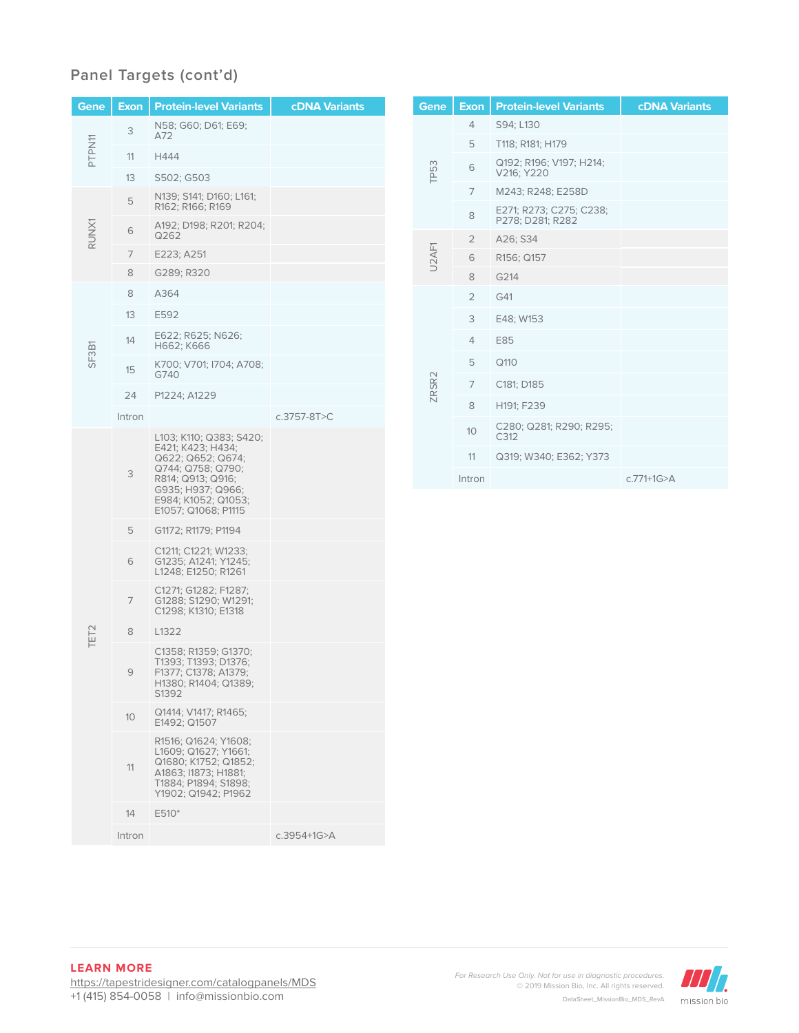## Panel Targets (cont'd)

| Gene | Exon | Protein-level Variants | cDNA Variants |
|---|---|---|---|
| PTPN11 | 3 | N58; G60; D61; E69; A72 | |
| | 11 | H444 | |
| | 13 | S502; G503 | |
| RUNX1 | 5 | N139; S141; D160; L161; R162; R166; R169 | |
| | 6 | A192; D198; R201; R204; Q262 | |
| | 7 | E223; A251 | |
| | 8 | G289; R320 | |
| SF3B1 | 8 | A364 | |
| | 13 | E592 | |
| | 14 | E622; R625; N626; H662; K666 | |
| | 15 | K700; V701; I704; A708; G740 | |
| | 24 | P1224; A1229 | |
| | Intron | | c.3757-8T>C |
| TET2 | 3 | L103; K110; Q383; S420; E421; K423; H434; Q622; Q652; Q674; Q744; Q758; Q790; R814; Q913; Q916; G935; H937; Q966; E984; K1052; Q1053; E1057; Q1068; P1115 | |
| | 5 | G1172; R1179; P1194 | |
| | 6 | C1211; C1221; W1233; G1235; A1241; Y1245; L1248; E1250; R1261 | |
| | 7 | C1271; G1282; F1287; G1288; S1290; W1291; C1298; K1310; E1318 | |
| | 8 | L1322 | |
| | 9 | C1358; R1359; G1370; T1393; T1393; D1376; F1377; C1378; A1379; H1380; R1404; Q1389; S1392 | |
| | 10 | Q1414; V1417; R1465; E1492; Q1507 | |
| | 11 | R1516; Q1624; Y1608; L1609; Q1627; Y1661; Q1680; K1752; Q1852; A1863; I1873; H1881; T1884; P1894; S1898; Y1902; Q1942; P1962 | |
| | 14 | E510* | |
| | Intron | | c.3954+1G>A |

| Gene | Exon | Protein-level Variants | cDNA Variants |
|---|---|---|---|
| TP53 | 4 | S94; L130 | |
| | 5 | T118; R181; H179 | |
| | 6 | Q192; R196; V197; H214; V216; Y220 | |
| | 7 | M243; R248; E258D | |
| | 8 | E271; R273; C275; C238; P278; D281; R282 | |
| U2AF1 | 2 | A26; S34 | |
| | 6 | R156; Q157 | |
| | 8 | G214 | |
| ZRSR2 | 2 | G41 | |
| | 3 | E48; W153 | |
| | 4 | E85 | |
| | 5 | Q110 | |
| | 7 | C181; D185 | |
| | 8 | H191; F239 | |
| | 10 | C280; Q281; R290; R295; C312 | |
| | 11 | Q319; W340; E362; Y373 | |
| | Intron | | c.771+1G>A |

**LEARN MORE**
https://tapestridesigner.com/catalogpanels/MDS
+1 (415) 854-0058 | info@missionbio.com

*For Research Use Only. Not for use in diagnostic procedures.*
© 2019 Mission Bio, Inc. All rights reserved.
DataSheet_MissionBio_MDS_RevA

mission bio